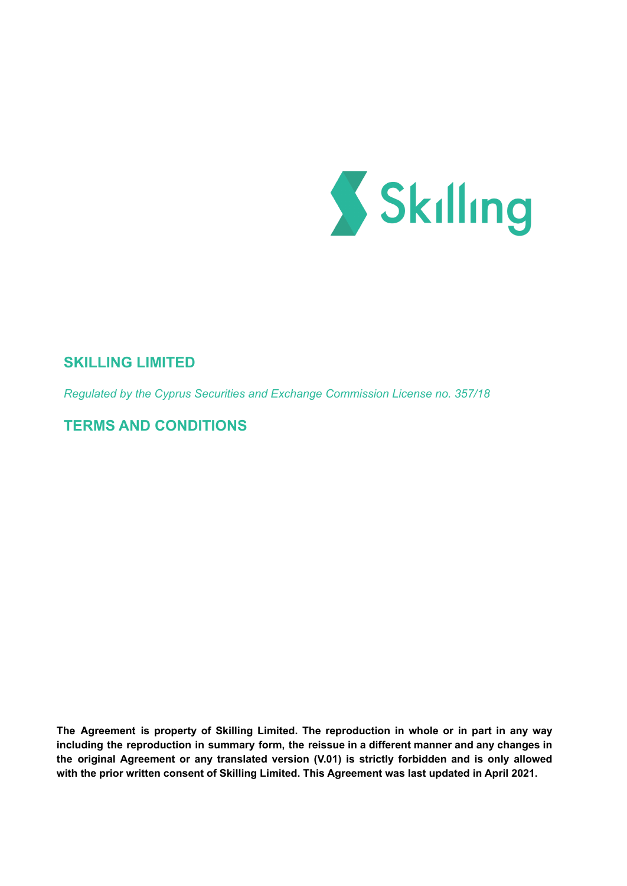Skilling

# SKILLING LIMITED

*Regulated by the Cyprus Securities and Exchange Commission License no. 357/18*

# TERMS AND CONDITIONS

**The Agreement is property of Skilling Limited. The reproduction in whole or in part in any way including the reproduction in summary form, the reissue in a different manner and any changes in the original Agreement or any translated version (V.01) is strictly forbidden and is only allowed with the prior written consent of Skilling Limited. This Agreement was last updated in April 2021.**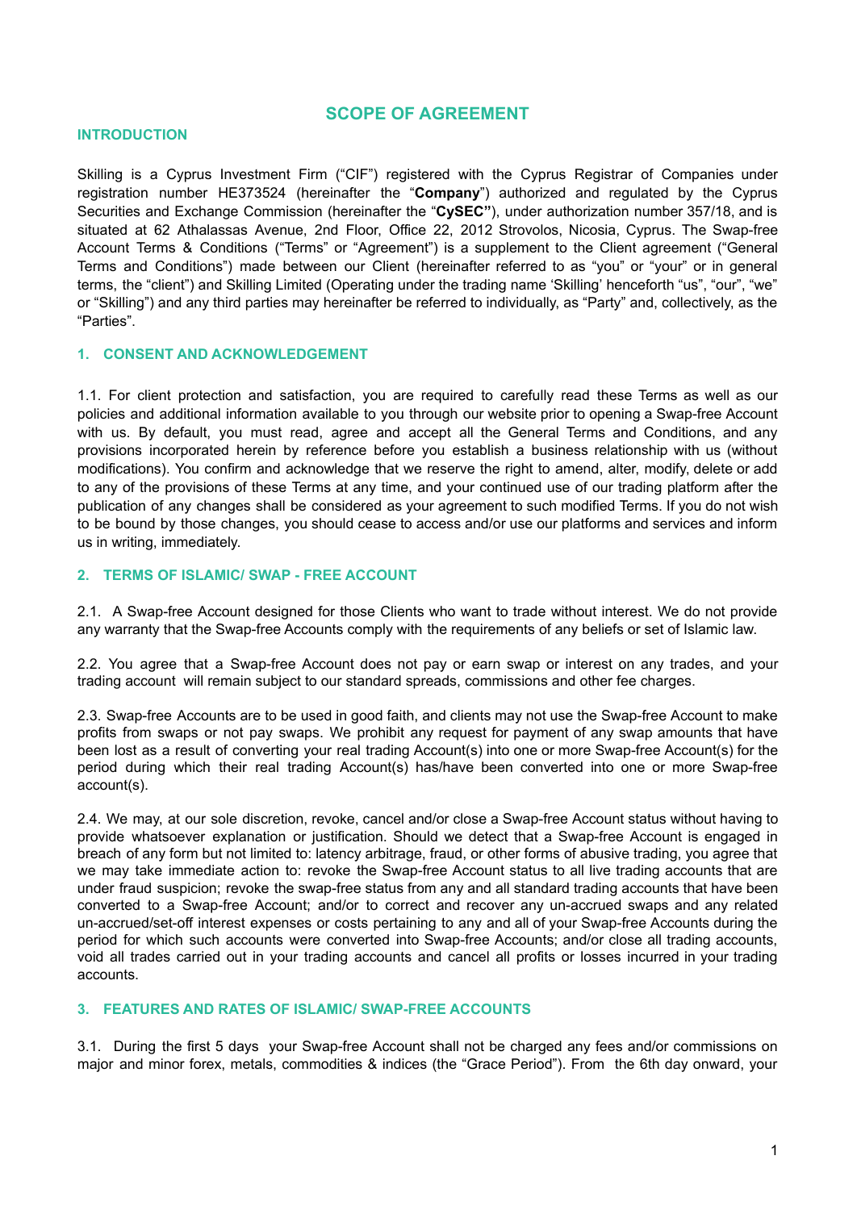# SCOPE OF AGREEMENT

## INTRODUCTION

Skilling is a Cyprus Investment Firm ("CIF") registered with the Cyprus Registrar of Companies under registration number HE373524 (hereinafter the "**Company**") authorized and regulated by the Cyprus Securities and Exchange Commission (hereinafter the "**CySEC"**), under authorization number 357/18, and is situated at 62 Athalassas Avenue, 2nd Floor, Office 22, 2012 Strovolos, Nicosia, Cyprus. The Swap-free Account Terms & Conditions ("Terms" or "Agreement") is a supplement to the Client agreement ("General Terms and Conditions") made between our Client (hereinafter referred to as "you" or "your" or in general terms, the "client") and Skilling Limited (Operating under the trading name 'Skilling' henceforth "us", "our", "we" or "Skilling") and any third parties may hereinafter be referred to individually, as "Party" and, collectively, as the "Parties".

## 1. CONSENT AND ACKNOWLEDGEMENT

1.1. For client protection and satisfaction, you are required to carefully read these Terms as well as our policies and additional information available to you through our website prior to opening a Swap-free Account with us. By default, you must read, agree and accept all the General Terms and Conditions, and any provisions incorporated herein by reference before you establish a business relationship with us (without modifications). You confirm and acknowledge that we reserve the right to amend, alter, modify, delete or add to any of the provisions of these Terms at any time, and your continued use of our trading platform after the publication of any changes shall be considered as your agreement to such modified Terms. If you do not wish to be bound by those changes, you should cease to access and/or use our platforms and services and inform us in writing, immediately.

## 2. TERMS OF ISLAMIC/ SWAP - FREE ACCOUNT

2.1. A Swap-free Account designed for those Clients who want to trade without interest. We do not provide any warranty that the Swap-free Accounts comply with the requirements of any beliefs or set of Islamic law.

2.2. You agree that a Swap-free Account does not pay or earn swap or interest on any trades, and your trading account will remain subject to our standard spreads, commissions and other fee charges.

2.3. Swap-free Accounts are to be used in good faith, and clients may not use the Swap-free Account to make profits from swaps or not pay swaps. We prohibit any request for payment of any swap amounts that have been lost as a result of converting your real trading Account(s) into one or more Swap-free Account(s) for the period during which their real trading Account(s) has/have been converted into one or more Swap-free account(s).

2.4. We may, at our sole discretion, revoke, cancel and/or close a Swap-free Account status without having to provide whatsoever explanation or justification. Should we detect that a Swap-free Account is engaged in breach of any form but not limited to: latency arbitrage, fraud, or other forms of abusive trading, you agree that we may take immediate action to: revoke the Swap-free Account status to all live trading accounts that are under fraud suspicion; revoke the swap-free status from any and all standard trading accounts that have been converted to a Swap-free Account; and/or to correct and recover any un-accrued swaps and any related un-accrued/set-off interest expenses or costs pertaining to any and all of your Swap-free Accounts during the period for which such accounts were converted into Swap-free Accounts; and/or close all trading accounts, void all trades carried out in your trading accounts and cancel all profits or losses incurred in your trading accounts.

## 3. FEATURES AND RATES OF ISLAMIC/ SWAP-FREE ACCOUNTS

3.1. During the first 5 days your Swap-free Account shall not be charged any fees and/or commissions on major and minor forex, metals, commodities & indices (the "Grace Period"). From the 6th day onward, your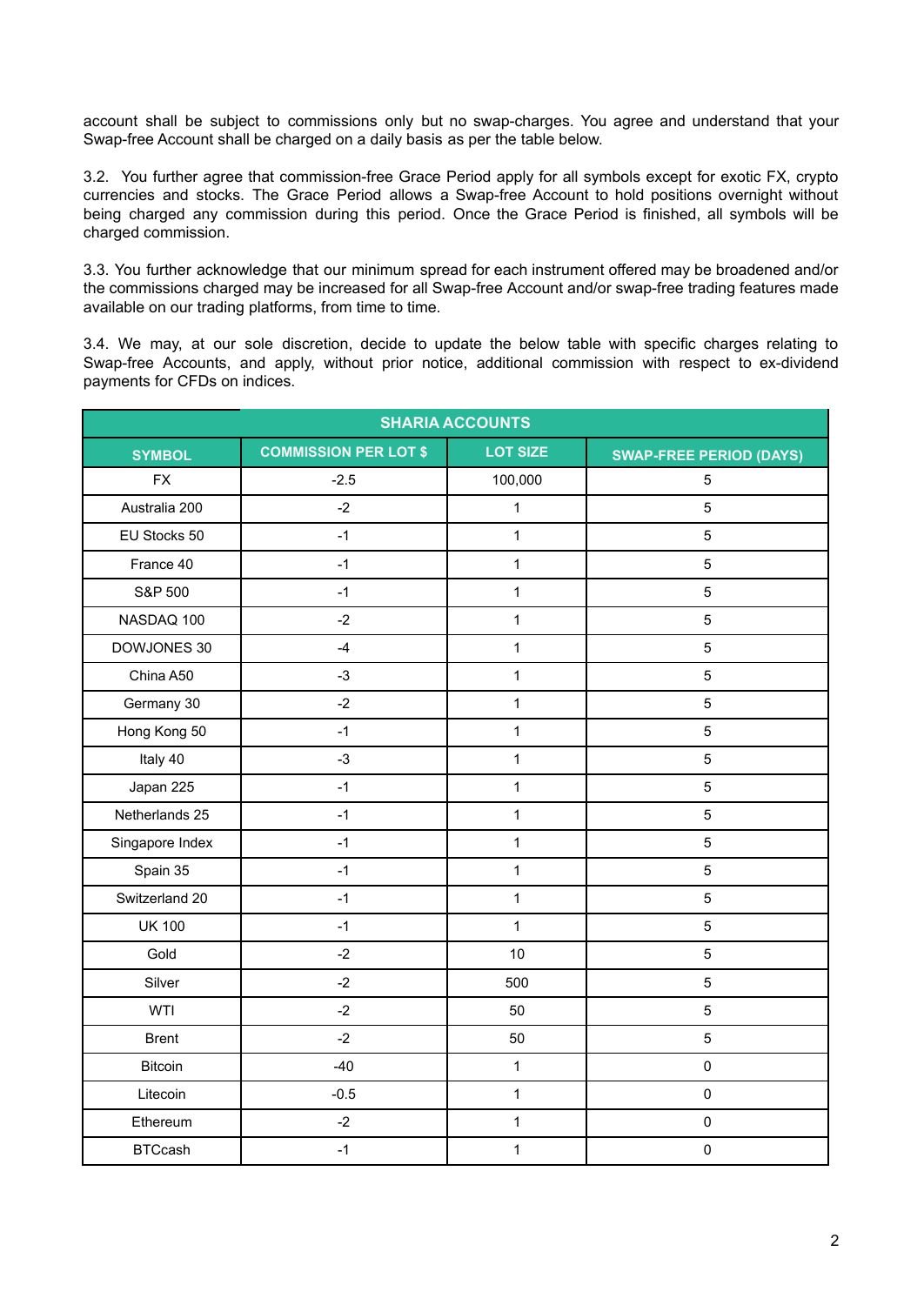account shall be subject to commissions only but no swap-charges. You agree and understand that your Swap-free Account shall be charged on a daily basis as per the table below.

3.2. You further agree that commission-free Grace Period apply for all symbols except for exotic FX, crypto currencies and stocks. The Grace Period allows a Swap-free Account to hold positions overnight without being charged any commission during this period. Once the Grace Period is finished, all symbols will be charged commission.

3.3. You further acknowledge that our minimum spread for each instrument offered may be broadened and/or the commissions charged may be increased for all Swap-free Account and/or swap-free trading features made available on our trading platforms, from time to time.

3.4. We may, at our sole discretion, decide to update the below table with specific charges relating to Swap-free Accounts, and apply, without prior notice, additional commission with respect to ex-dividend payments for CFDs on indices.

| SHARIA ACCOUNTS | | | |
|---|---|---|---|
| **SYMBOL** | **COMMISSION PER LOT $** | **LOT SIZE** | **SWAP-FREE PERIOD (DAYS)** |
| FX | -2.5 | 100,000 | 5 |
| Australia 200 | -2 | 1 | 5 |
| EU Stocks 50 | -1 | 1 | 5 |
| France 40 | -1 | 1 | 5 |
| S&P 500 | -1 | 1 | 5 |
| NASDAQ 100 | -2 | 1 | 5 |
| DOWJONES 30 | -4 | 1 | 5 |
| China A50 | -3 | 1 | 5 |
| Germany 30 | -2 | 1 | 5 |
| Hong Kong 50 | -1 | 1 | 5 |
| Italy 40 | -3 | 1 | 5 |
| Japan 225 | -1 | 1 | 5 |
| Netherlands 25 | -1 | 1 | 5 |
| Singapore Index | -1 | 1 | 5 |
| Spain 35 | -1 | 1 | 5 |
| Switzerland 20 | -1 | 1 | 5 |
| UK 100 | -1 | 1 | 5 |
| Gold | -2 | 10 | 5 |
| Silver | -2 | 500 | 5 |
| WTI | -2 | 50 | 5 |
| Brent | -2 | 50 | 5 |
| Bitcoin | -40 | 1 | 0 |
| Litecoin | -0.5 | 1 | 0 |
| Ethereum | -2 | 1 | 0 |
| BTCcash | -1 | 1 | 0 |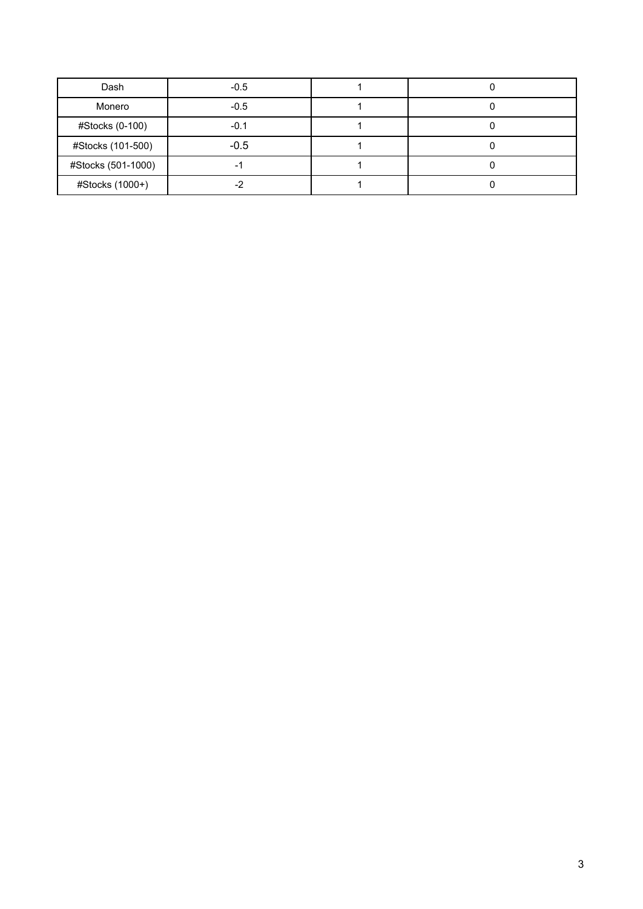| | | | |
|---|---|---|---|
| Dash | -0.5 | 1 | 0 |
| Monero | -0.5 | 1 | 0 |
| #Stocks (0-100) | -0.1 | 1 | 0 |
| #Stocks (101-500) | -0.5 | 1 | 0 |
| #Stocks (501-1000) | -1 | 1 | 0 |
| #Stocks (1000+) | -2 | 1 | 0 |